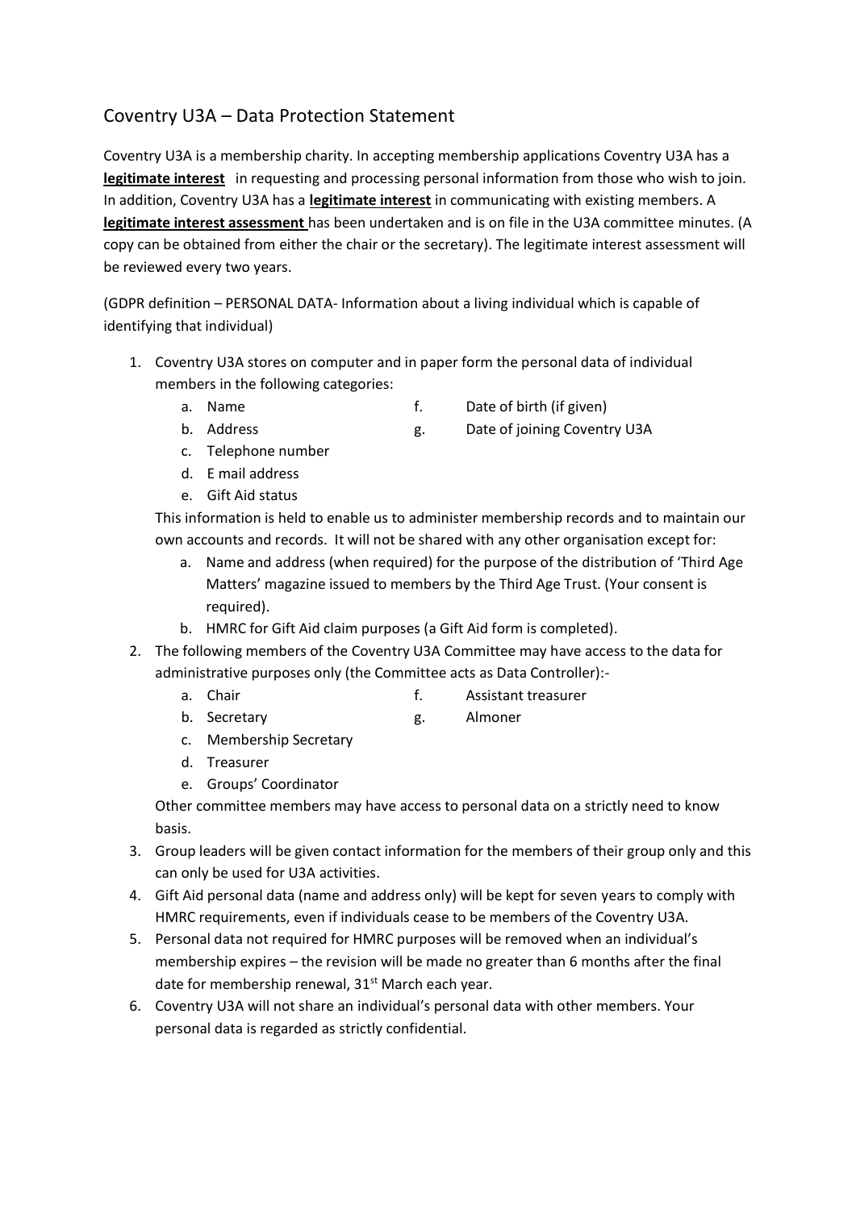# Coventry U3A – Data Protection Statement

Coventry U3A is a membership charity. In accepting membership applications Coventry U3A has a **legitimate interest** in requesting and processing personal information from those who wish to join. In addition, Coventry U3A has a **legitimate interest** in communicating with existing members. A **legitimate interest assessment** has been undertaken and is on file in the U3A committee minutes. (A copy can be obtained from either the chair or the secretary). The legitimate interest assessment will be reviewed every two years.

(GDPR definition – PERSONAL DATA- Information about a living individual which is capable of identifying that individual)

1. Coventry U3A stores on computer and in paper form the personal data of individual members in the following categories:
   a. Name
   b. Address
   c. Telephone number
   d. E mail address
   e. Gift Aid status
   f. Date of birth (if given)
   g. Date of joining Coventry U3A

   This information is held to enable us to administer membership records and to maintain our own accounts and records. It will not be shared with any other organisation except for:
   a. Name and address (when required) for the purpose of the distribution of 'Third Age Matters' magazine issued to members by the Third Age Trust. (Your consent is required).
   b. HMRC for Gift Aid claim purposes (a Gift Aid form is completed).
2. The following members of the Coventry U3A Committee may have access to the data for administrative purposes only (the Committee acts as Data Controller):-
   a. Chair
   b. Secretary
   c. Membership Secretary
   d. Treasurer
   e. Groups' Coordinator
   f. Assistant treasurer
   g. Almoner

   Other committee members may have access to personal data on a strictly need to know basis.
3. Group leaders will be given contact information for the members of their group only and this can only be used for U3A activities.
4. Gift Aid personal data (name and address only) will be kept for seven years to comply with HMRC requirements, even if individuals cease to be members of the Coventry U3A.
5. Personal data not required for HMRC purposes will be removed when an individual's membership expires – the revision will be made no greater than 6 months after the final date for membership renewal, 31st March each year.
6. Coventry U3A will not share an individual's personal data with other members. Your personal data is regarded as strictly confidential.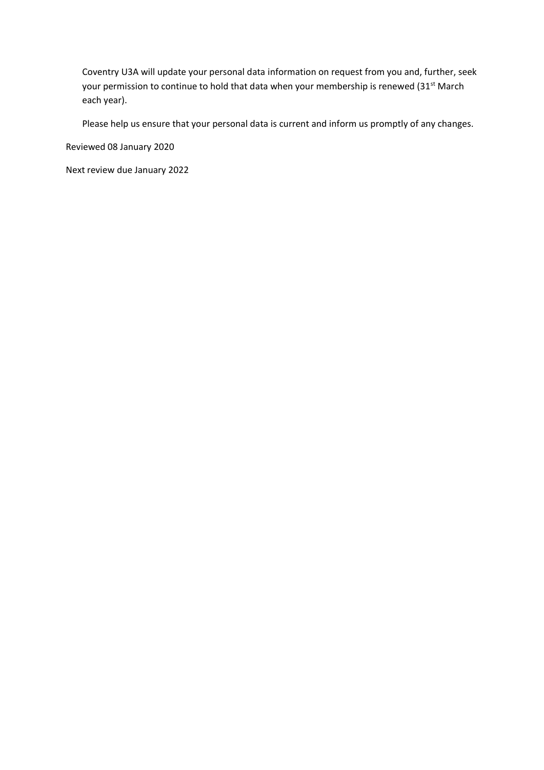Coventry U3A will update your personal data information on request from you and, further, seek your permission to continue to hold that data when your membership is renewed (31st March each year).

Please help us ensure that your personal data is current and inform us promptly of any changes.

Reviewed 08 January 2020

Next review due January 2022